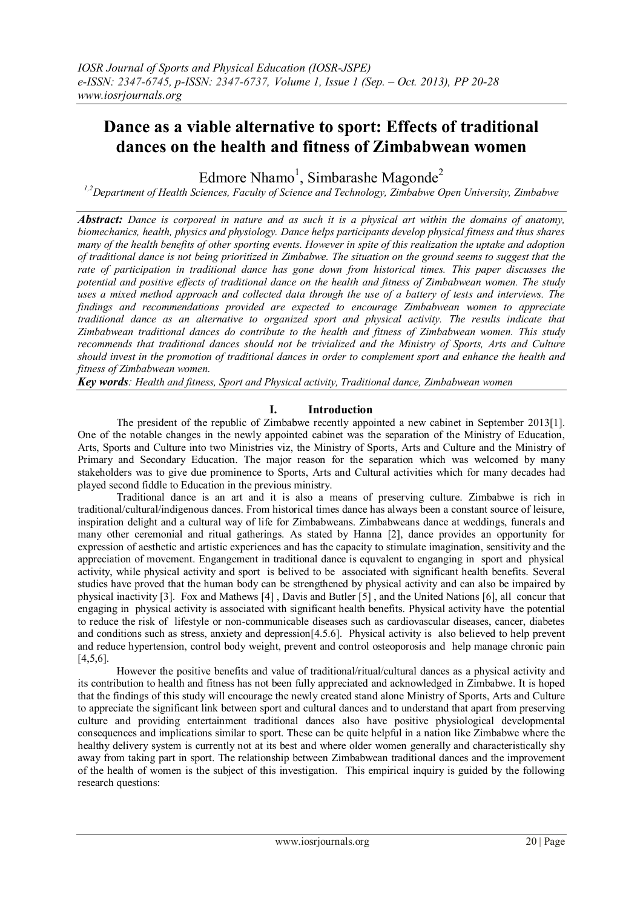# Dance as a viable alternative to sport: Effects of traditional dances on the health and fitness of Zimbabwean women

Edmore Nhamo[1], Simbarashe Magonde[2]

[1,2]Department of Health Sciences, Faculty of Science and Technology, Zimbabwe Open University, Zimbabwe

***Abstract:*** *Dance is corporeal in nature and as such it is a physical art within the domains of anatomy, biomechanics, health, physics and physiology. Dance helps participants develop physical fitness and thus shares many of the health benefits of other sporting events. However in spite of this realization the uptake and adoption of traditional dance is not being prioritized in Zimbabwe. The situation on the ground seems to suggest that the rate of participation in traditional dance has gone down from historical times. This paper discusses the potential and positive effects of traditional dance on the health and fitness of Zimbabwean women. The study uses a mixed method approach and collected data through the use of a battery of tests and interviews. The findings and recommendations provided are expected to encourage Zimbabwean women to appreciate traditional dance as an alternative to organized sport and physical activity. The results indicate that Zimbabwean traditional dances do contribute to the health and fitness of Zimbabwean women. This study recommends that traditional dances should not be trivialized and the Ministry of Sports, Arts and Culture should invest in the promotion of traditional dances in order to complement sport and enhance the health and fitness of Zimbabwean women.*

***Key words****: Health and fitness, Sport and Physical activity, Traditional dance, Zimbabwean women*

## I. Introduction

The president of the republic of Zimbabwe recently appointed a new cabinet in September 2013[1]. One of the notable changes in the newly appointed cabinet was the separation of the Ministry of Education, Arts, Sports and Culture into two Ministries viz, the Ministry of Sports, Arts and Culture and the Ministry of Primary and Secondary Education. The major reason for the separation which was welcomed by many stakeholders was to give due prominence to Sports, Arts and Cultural activities which for many decades had played second fiddle to Education in the previous ministry.

Traditional dance is an art and it is also a means of preserving culture. Zimbabwe is rich in traditional/cultural/indigenous dances. From historical times dance has always been a constant source of leisure, inspiration delight and a cultural way of life for Zimbabweans. Zimbabweans dance at weddings, funerals and many other ceremonial and ritual gatherings. As stated by Hanna [2], dance provides an opportunity for expression of aesthetic and artistic experiences and has the capacity to stimulate imagination, sensitivity and the appreciation of movement. Engangement in traditional dance is equvalent to enganging in sport and physical activity, while physical activity and sport is belived to be associated with significant health benefits. Several studies have proved that the human body can be strengthened by physical activity and can also be impaired by physical inactivity [3]. Fox and Mathews [4] , Davis and Butler [5] , and the United Nations [6], all concur that engaging in physical activity is associated with significant health benefits. Physical activity have the potential to reduce the risk of lifestyle or non-communicable diseases such as cardiovascular diseases, cancer, diabetes and conditions such as stress, anxiety and depression[4.5.6]. Physical activity is also believed to help prevent and reduce hypertension, control body weight, prevent and control osteoporosis and help manage chronic pain [4,5,6].

However the positive benefits and value of traditional/ritual/cultural dances as a physical activity and its contribution to health and fitness has not been fully appreciated and acknowledged in Zimbabwe. It is hoped that the findings of this study will encourage the newly created stand alone Ministry of Sports, Arts and Culture to appreciate the significant link between sport and cultural dances and to understand that apart from preserving culture and providing entertainment traditional dances also have positive physiological developmental consequences and implications similar to sport. These can be quite helpful in a nation like Zimbabwe where the healthy delivery system is currently not at its best and where older women generally and characteristically shy away from taking part in sport. The relationship between Zimbabwean traditional dances and the improvement of the health of women is the subject of this investigation. This empirical inquiry is guided by the following research questions: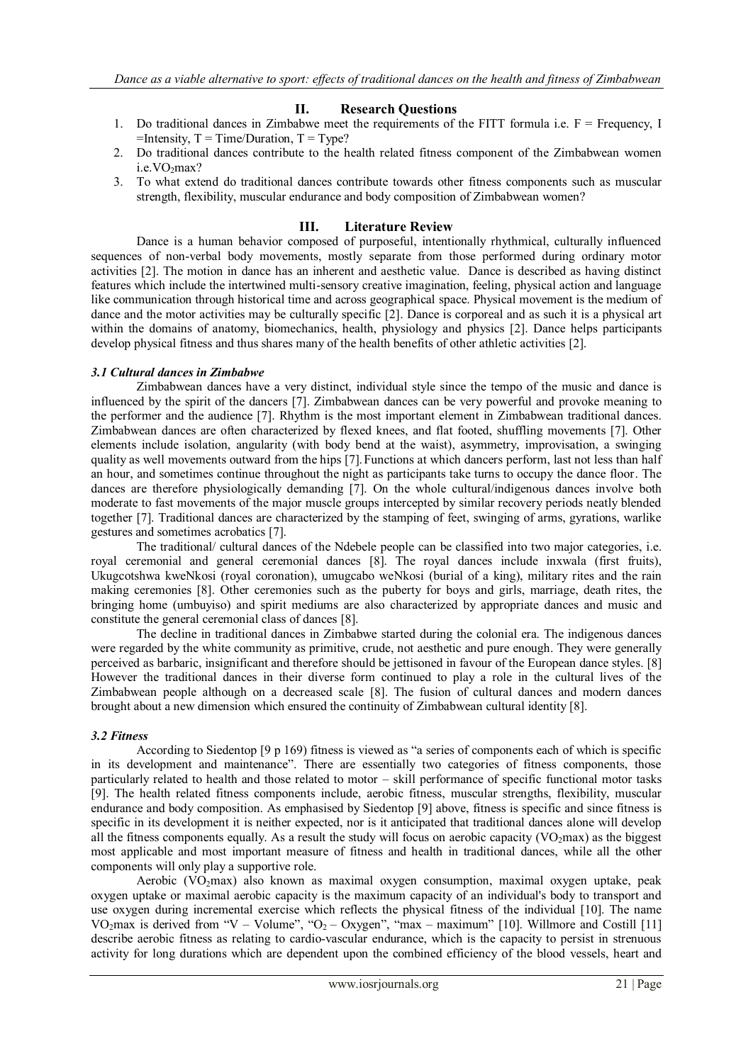## II. Research Questions

1. Do traditional dances in Zimbabwe meet the requirements of the FITT formula i.e. F = Frequency, I =Intensity, T = Time/Duration, T = Type?
2. Do traditional dances contribute to the health related fitness component of the Zimbabwean women i.e.$VO_2$max?
3. To what extend do traditional dances contribute towards other fitness components such as muscular strength, flexibility, muscular endurance and body composition of Zimbabwean women?

## III. Literature Review

Dance is a human behavior composed of purposeful, intentionally rhythmical, culturally influenced sequences of non-verbal body movements, mostly separate from those performed during ordinary motor activities [2]. The motion in dance has an inherent and aesthetic value. Dance is described as having distinct features which include the intertwined multi-sensory creative imagination, feeling, physical action and language like communication through historical time and across geographical space. Physical movement is the medium of dance and the motor activities may be culturally specific [2]. Dance is corporeal and as such it is a physical art within the domains of anatomy, biomechanics, health, physiology and physics [2]. Dance helps participants develop physical fitness and thus shares many of the health benefits of other athletic activities [2].

### *3.1 Cultural dances in Zimbabwe*

Zimbabwean dances have a very distinct, individual style since the tempo of the music and dance is influenced by the spirit of the dancers [7]. Zimbabwean dances can be very powerful and provoke meaning to the performer and the audience [7]. Rhythm is the most important element in Zimbabwean traditional dances. Zimbabwean dances are often characterized by flexed knees, and flat footed, shuffling movements [7]. Other elements include isolation, angularity (with body bend at the waist), asymmetry, improvisation, a swinging quality as well movements outward from the hips [7]. Functions at which dancers perform, last not less than half an hour, and sometimes continue throughout the night as participants take turns to occupy the dance floor. The dances are therefore physiologically demanding [7]. On the whole cultural/indigenous dances involve both moderate to fast movements of the major muscle groups intercepted by similar recovery periods neatly blended together [7]. Traditional dances are characterized by the stamping of feet, swinging of arms, gyrations, warlike gestures and sometimes acrobatics [7].

The traditional/ cultural dances of the Ndebele people can be classified into two major categories, i.e. royal ceremonial and general ceremonial dances [8]. The royal dances include inxwala (first fruits), Ukugcotshwa kweNkosi (royal coronation), umugcabo weNkosi (burial of a king), military rites and the rain making ceremonies [8]. Other ceremonies such as the puberty for boys and girls, marriage, death rites, the bringing home (umbuyiso) and spirit mediums are also characterized by appropriate dances and music and constitute the general ceremonial class of dances [8].

The decline in traditional dances in Zimbabwe started during the colonial era. The indigenous dances were regarded by the white community as primitive, crude, not aesthetic and pure enough. They were generally perceived as barbaric, insignificant and therefore should be jettisoned in favour of the European dance styles. [8] However the traditional dances in their diverse form continued to play a role in the cultural lives of the Zimbabwean people although on a decreased scale [8]. The fusion of cultural dances and modern dances brought about a new dimension which ensured the continuity of Zimbabwean cultural identity [8].

### *3.2 Fitness*

According to Siedentop [9 p 169) fitness is viewed as "a series of components each of which is specific in its development and maintenance". There are essentially two categories of fitness components, those particularly related to health and those related to motor – skill performance of specific functional motor tasks [9]. The health related fitness components include, aerobic fitness, muscular strengths, flexibility, muscular endurance and body composition. As emphasised by Siedentop [9] above, fitness is specific and since fitness is specific in its development it is neither expected, nor is it anticipated that traditional dances alone will develop all the fitness components equally. As a result the study will focus on aerobic capacity ($VO_2$max) as the biggest most applicable and most important measure of fitness and health in traditional dances, while all the other components will only play a supportive role.

Aerobic ($VO_2$max) also known as maximal oxygen consumption, maximal oxygen uptake, peak oxygen uptake or maximal aerobic capacity is the maximum capacity of an individual's body to transport and use oxygen during incremental exercise which reflects the physical fitness of the individual [10]. The name $VO_2$max is derived from "V – Volume", "$O_2$ – Oxygen", "max – maximum" [10]. Willmore and Costill [11] describe aerobic fitness as relating to cardio-vascular endurance, which is the capacity to persist in strenuous activity for long durations which are dependent upon the combined efficiency of the blood vessels, heart and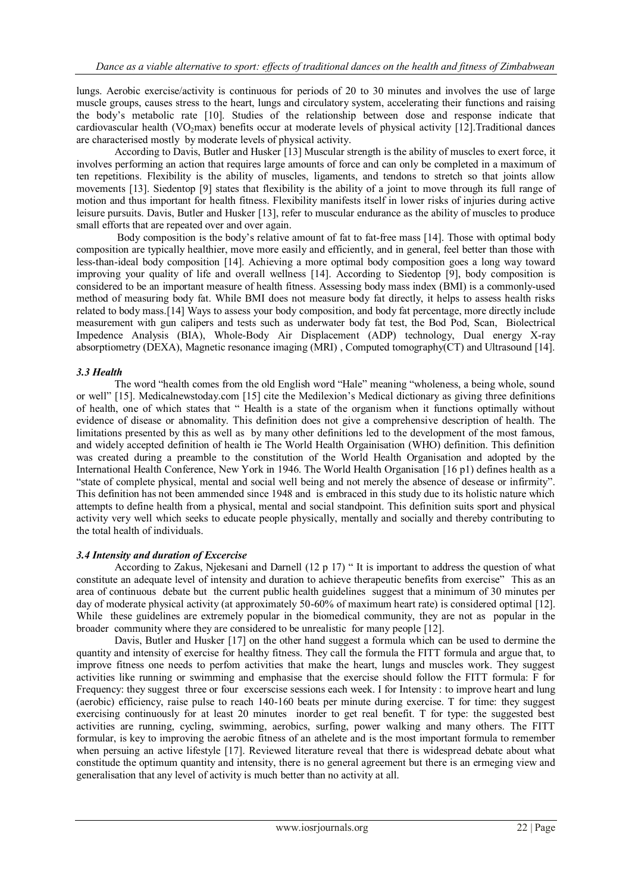lungs. Aerobic exercise/activity is continuous for periods of 20 to 30 minutes and involves the use of large muscle groups, causes stress to the heart, lungs and circulatory system, accelerating their functions and raising the body's metabolic rate [10]. Studies of the relationship between dose and response indicate that cardiovascular health ($VO_2$max) benefits occur at moderate levels of physical activity [12].Traditional dances are characterised mostly by moderate levels of physical activity.

According to Davis, Butler and Husker [13] Muscular strength is the ability of muscles to exert force, it involves performing an action that requires large amounts of force and can only be completed in a maximum of ten repetitions. Flexibility is the ability of muscles, ligaments, and tendons to stretch so that joints allow movements [13]. Siedentop [9] states that flexibility is the ability of a joint to move through its full range of motion and thus important for health fitness. Flexibility manifests itself in lower risks of injuries during active leisure pursuits. Davis, Butler and Husker [13], refer to muscular endurance as the ability of muscles to produce small efforts that are repeated over and over again.

Body composition is the body's relative amount of fat to fat-free mass [14]. Those with optimal body composition are typically healthier, move more easily and efficiently, and in general, feel better than those with less-than-ideal body composition [14]. Achieving a more optimal body composition goes a long way toward improving your quality of life and overall wellness [14]. According to Siedentop [9], body composition is considered to be an important measure of health fitness. Assessing body mass index (BMI) is a commonly-used method of measuring body fat. While BMI does not measure body fat directly, it helps to assess health risks related to body mass.[14] Ways to assess your body composition, and body fat percentage, more directly include measurement with gun calipers and tests such as underwater body fat test, the Bod Pod, Scan, Biolectrical Impedence Analysis (BIA), Whole-Body Air Displacement (ADP) technology, Dual energy X-ray absorptiometry (DEXA), Magnetic resonance imaging (MRI) , Computed tomography(CT) and Ultrasound [14].

### *3.3 Health*

The word "health comes from the old English word "Hale" meaning "wholeness, a being whole, sound or well" [15]. Medicalnewstoday.com [15] cite the Medilexion's Medical dictionary as giving three definitions of health, one of which states that " Health is a state of the organism when it functions optimally without evidence of disease or abnomality. This definition does not give a comprehensive description of health. The limitations presented by this as well as by many other definitions led to the development of the most famous, and widely accepted definition of health ie The World Health Orgainisation (WHO) definition. This definition was created during a preamble to the constitution of the World Health Organisation and adopted by the International Health Conference, New York in 1946. The World Health Organisation [16 p1) defines health as a "state of complete physical, mental and social well being and not merely the absence of desease or infirmity". This definition has not been ammended since 1948 and is embraced in this study due to its holistic nature which attempts to define health from a physical, mental and social standpoint. This definition suits sport and physical activity very well which seeks to educate people physically, mentally and socially and thereby contributing to the total health of individuals.

### *3.4 Intensity and duration of Excercise*

According to Zakus, Njekesani and Darnell (12 p 17) " It is important to address the question of what constitute an adequate level of intensity and duration to achieve therapeutic benefits from exercise" This as an area of continuous debate but the current public health guidelines suggest that a minimum of 30 minutes per day of moderate physical activity (at approximately 50-60% of maximum heart rate) is considered optimal [12]. While these guidelines are extremely popular in the biomedical community, they are not as popular in the broader community where they are considered to be unrealistic for many people [12].

Davis, Butler and Husker [17] on the other hand suggest a formula which can be used to dermine the quantity and intensity of exercise for healthy fitness. They call the formula the FITT formula and argue that, to improve fitness one needs to perfom activities that make the heart, lungs and muscles work. They suggest activities like running or swimming and emphasise that the exercise should follow the FITT formula: F for Frequency: they suggest three or four excerscise sessions each week. I for Intensity : to improve heart and lung (aerobic) efficiency, raise pulse to reach 140-160 beats per minute during exercise. T for time: they suggest exercising continuously for at least 20 minutes inorder to get real benefit. T for type: the suggested best activities are running, cycling, swimming, aerobics, surfing, power walking and many others. The FITT formular, is key to improving the aerobic fitness of an athelete and is the most important formula to remember when persuing an active lifestyle [17]. Reviewed literature reveal that there is widespread debate about what constitude the optimum quantity and intensity, there is no general agreement but there is an ermeging view and generalisation that any level of activity is much better than no activity at all.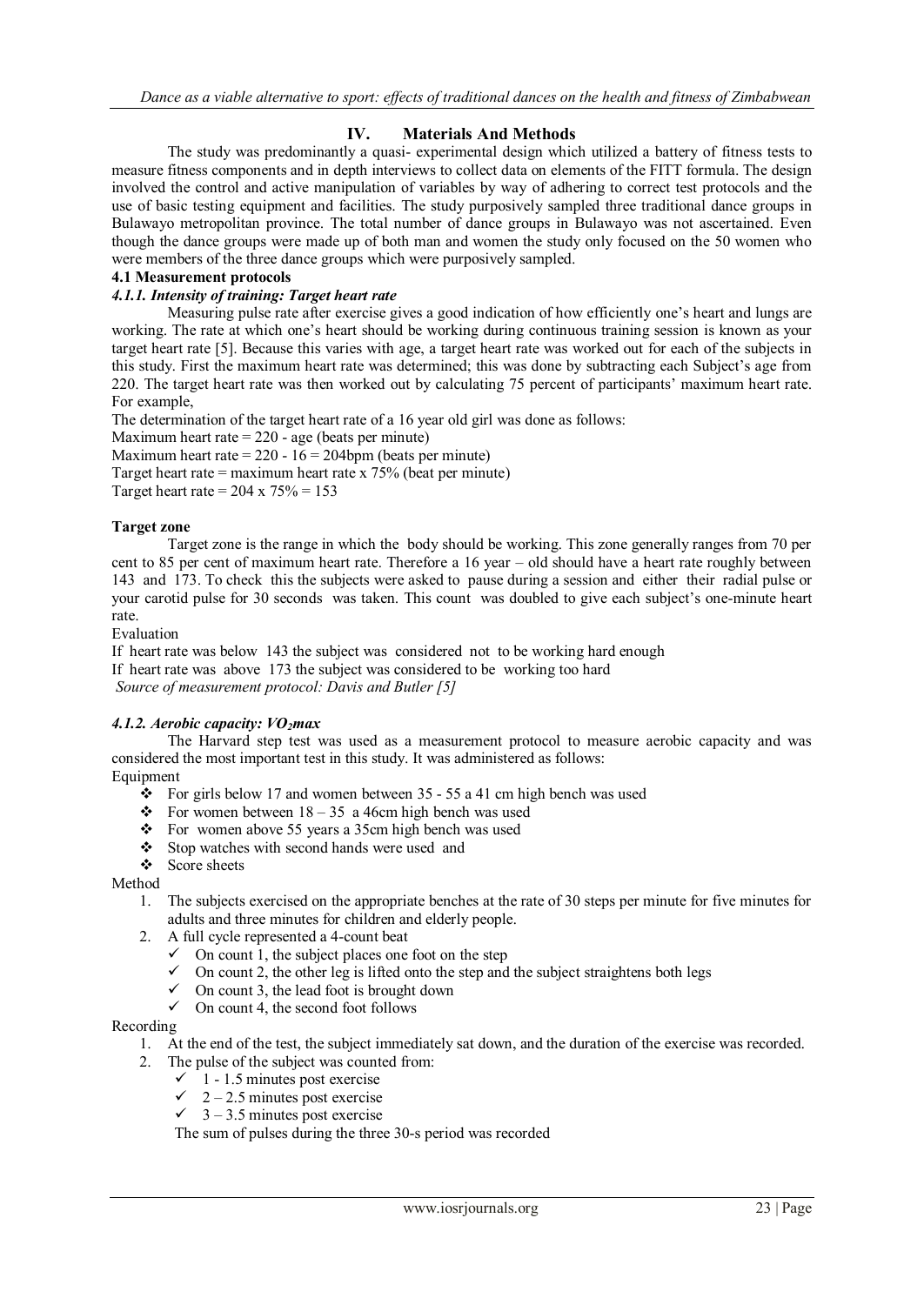## IV. Materials And Methods

The study was predominantly a quasi- experimental design which utilized a battery of fitness tests to measure fitness components and in depth interviews to collect data on elements of the FITT formula. The design involved the control and active manipulation of variables by way of adhering to correct test protocols and the use of basic testing equipment and facilities. The study purposively sampled three traditional dance groups in Bulawayo metropolitan province. The total number of dance groups in Bulawayo was not ascertained. Even though the dance groups were made up of both man and women the study only focused on the 50 women who were members of the three dance groups which were purposively sampled.

### 4.1 Measurement protocols

#### *4.1.1. Intensity of training: Target heart rate*

Measuring pulse rate after exercise gives a good indication of how efficiently one's heart and lungs are working. The rate at which one's heart should be working during continuous training session is known as your target heart rate [5]. Because this varies with age, a target heart rate was worked out for each of the subjects in this study. First the maximum heart rate was determined; this was done by subtracting each Subject's age from 220. The target heart rate was then worked out by calculating 75 percent of participants' maximum heart rate. For example,

The determination of the target heart rate of a 16 year old girl was done as follows:

Maximum heart rate = 220 - age (beats per minute)

Maximum heart rate = 220 - 16 = 204bpm (beats per minute)

Target heart rate = maximum heart rate x 75% (beat per minute)

Target heart rate = 204 x 75% = 153

**Target zone**

Target zone is the range in which the body should be working. This zone generally ranges from 70 per cent to 85 per cent of maximum heart rate. Therefore a 16 year – old should have a heart rate roughly between 143 and 173. To check this the subjects were asked to pause during a session and either their radial pulse or your carotid pulse for 30 seconds was taken. This count was doubled to give each subject's one-minute heart rate.

Evaluation

If heart rate was below 143 the subject was considered not to be working hard enough

If heart rate was above 173 the subject was considered to be working too hard

*Source of measurement protocol: Davis and Butler [5]*

#### *4.1.2. Aerobic capacity: $VO_2max$*

The Harvard step test was used as a measurement protocol to measure aerobic capacity and was considered the most important test in this study. It was administered as follows:

Equipment

- For girls below 17 and women between 35 - 55 a 41 cm high bench was used
- For women between 18 – 35 a 46cm high bench was used
- For women above 55 years a 35cm high bench was used
- Stop watches with second hands were used and
- Score sheets

Method

1. The subjects exercised on the appropriate benches at the rate of 30 steps per minute for five minutes for adults and three minutes for children and elderly people.
2. A full cycle represented a 4-count beat
   - On count 1, the subject places one foot on the step
   - On count 2, the other leg is lifted onto the step and the subject straightens both legs
   - On count 3, the lead foot is brought down
   - On count 4, the second foot follows

Recording

1. At the end of the test, the subject immediately sat down, and the duration of the exercise was recorded.
2. The pulse of the subject was counted from:
   - 1 - 1.5 minutes post exercise
   - 2 – 2.5 minutes post exercise
   - 3 – 3.5 minutes post exercise

   The sum of pulses during the three 30-s period was recorded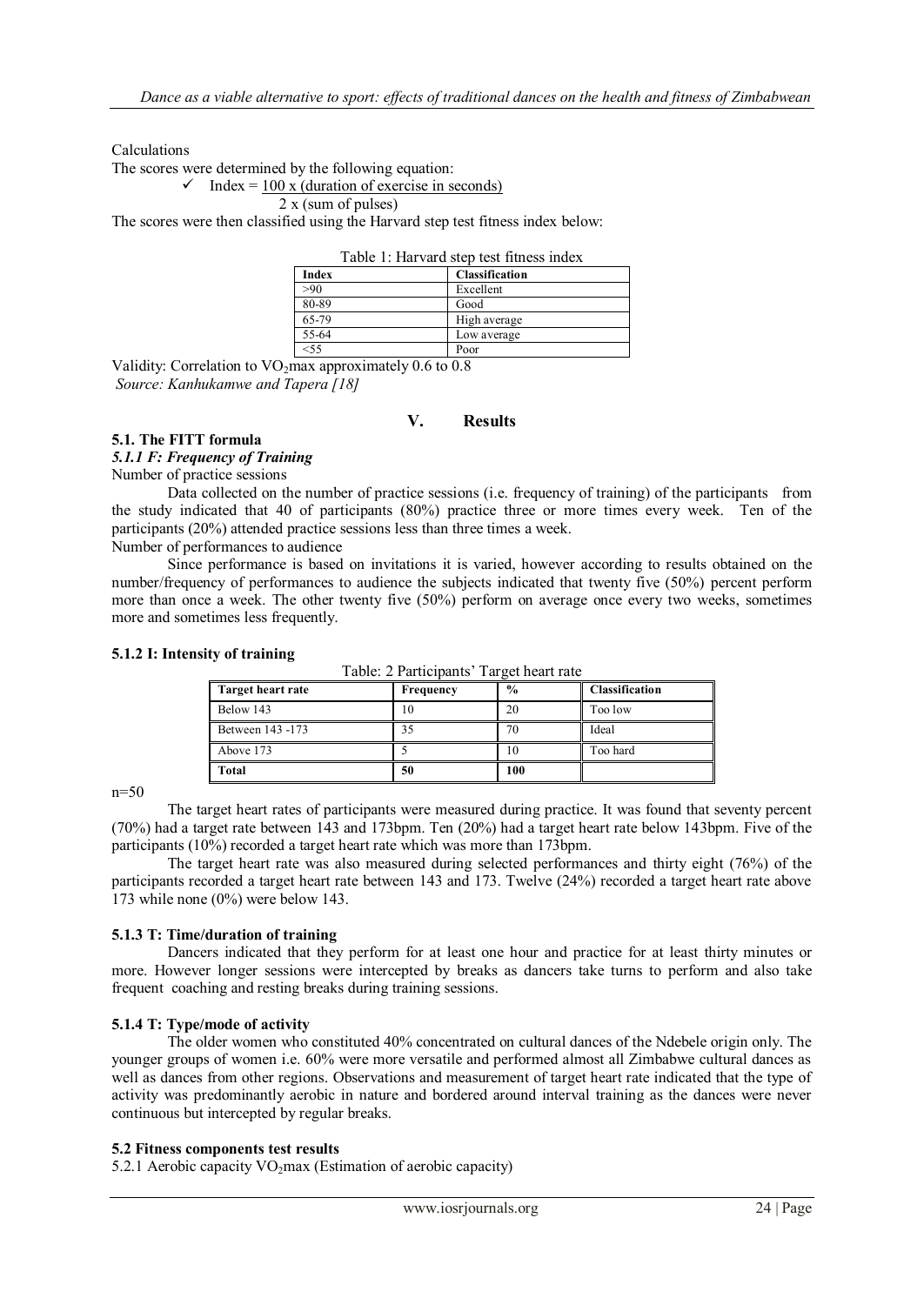Calculations

The scores were determined by the following equation:

✓ Index = 100 x (duration of exercise in seconds) / 2 x (sum of pulses)

$$\text{Index} = \frac{100 \times (\text{duration of exercise in seconds})}{2 \times (\text{sum of pulses})}$$

The scores were then classified using the Harvard step test fitness index below:

Table 1: Harvard step test fitness index

| Index | Classification |
|---|---|
| >90 | Excellent |
| 80-89 | Good |
| 65-79 | High average |
| 55-64 | Low average |
| <55 | Poor |

Validity: Correlation to $VO_2$max approximately 0.6 to 0.8

*Source: Kanhukamwe and Tapera [18]*

# V. Results

## 5.1. The FITT formula

### *5.1.1 F: Frequency of Training*

Number of practice sessions

Data collected on the number of practice sessions (i.e. frequency of training) of the participants from the study indicated that 40 of participants (80%) practice three or more times every week. Ten of the participants (20%) attended practice sessions less than three times a week.

Number of performances to audience

Since performance is based on invitations it is varied, however according to results obtained on the number/frequency of performances to audience the subjects indicated that twenty five (50%) percent perform more than once a week. The other twenty five (50%) perform on average once every two weeks, sometimes more and sometimes less frequently.

### 5.1.2 I: Intensity of training

Table: 2 Participants' Target heart rate

| Target heart rate | Frequency | % | Classification |
|---|---|---|---|
| Below 143 | 10 | 20 | Too low |
| Between 143 -173 | 35 | 70 | Ideal |
| Above 173 | 5 | 10 | Too hard |
| **Total** | **50** | **100** | |

n=50

The target heart rates of participants were measured during practice. It was found that seventy percent (70%) had a target rate between 143 and 173bpm. Ten (20%) had a target heart rate below 143bpm. Five of the participants (10%) recorded a target heart rate which was more than 173bpm.

The target heart rate was also measured during selected performances and thirty eight (76%) of the participants recorded a target heart rate between 143 and 173. Twelve (24%) recorded a target heart rate above 173 while none (0%) were below 143.

### 5.1.3 T: Time/duration of training

Dancers indicated that they perform for at least one hour and practice for at least thirty minutes or more. However longer sessions were intercepted by breaks as dancers take turns to perform and also take frequent coaching and resting breaks during training sessions.

### 5.1.4 T: Type/mode of activity

The older women who constituted 40% concentrated on cultural dances of the Ndebele origin only. The younger groups of women i.e. 60% were more versatile and performed almost all Zimbabwe cultural dances as well as dances from other regions. Observations and measurement of target heart rate indicated that the type of activity was predominantly aerobic in nature and bordered around interval training as the dances were never continuous but intercepted by regular breaks.

## 5.2 Fitness components test results

5.2.1 Aerobic capacity $VO_2$max (Estimation of aerobic capacity)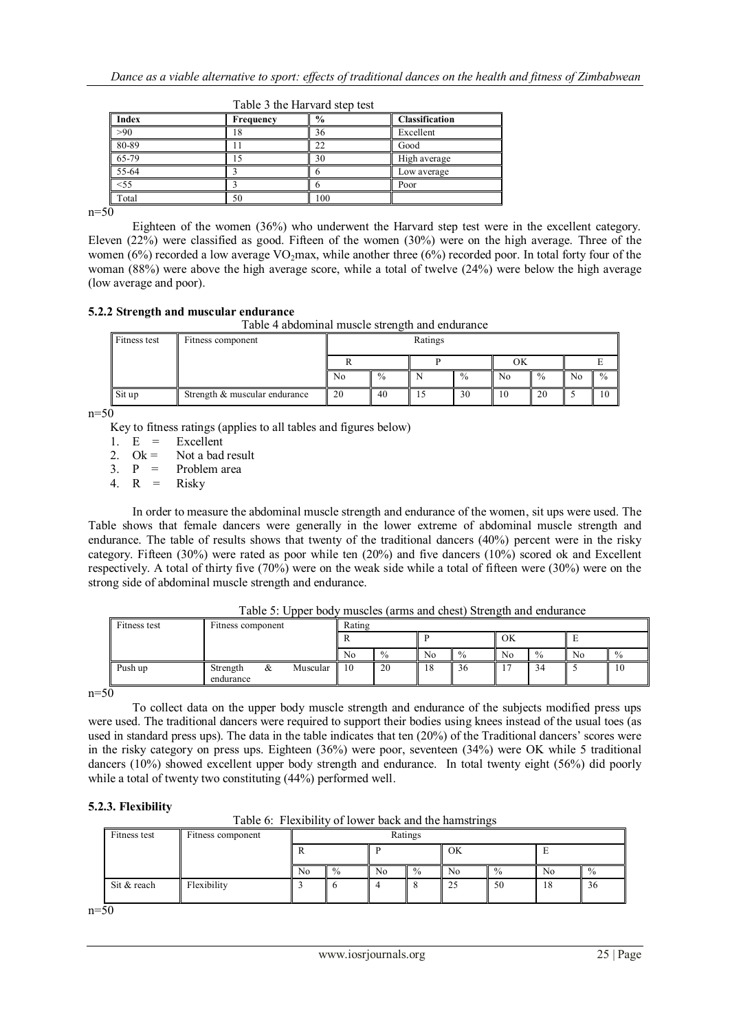Table 3 the Harvard step test

| Index | Frequency | % | Classification |
|---|---|---|---|
| >90 | 18 | 36 | Excellent |
| 80-89 | 11 | 22 | Good |
| 65-79 | 15 | 30 | High average |
| 55-64 | 3 | 6 | Low average |
| <55 | 3 | 6 | Poor |
| Total | 50 | 100 | |

n=50

Eighteen of the women (36%) who underwent the Harvard step test were in the excellent category. Eleven (22%) were classified as good. Fifteen of the women (30%) were on the high average. Three of the women (6%) recorded a low average $VO_2$max, while another three (6%) recorded poor. In total forty four of the woman (88%) were above the high average score, while a total of twelve (24%) were below the high average (low average and poor).

### 5.2.2 Strength and muscular endurance

Table 4 abdominal muscle strength and endurance

| Fitness test | Fitness component | Ratings | | | | | | | |
|---|---|---|---|---|---|---|---|---|---|
| | | R | | P | | OK | | E | |
| | | No | % | N | % | No | % | No | % |
| Sit up | Strength & muscular endurance | 20 | 40 | 15 | 30 | 10 | 20 | 5 | 10 |

n=50

Key to fitness ratings (applies to all tables and figures below)

1. E = Excellent
2. Ok = Not a bad result
3. P = Problem area
4. R = Risky

In order to measure the abdominal muscle strength and endurance of the women, sit ups were used. The Table shows that female dancers were generally in the lower extreme of abdominal muscle strength and endurance. The table of results shows that twenty of the traditional dancers (40%) percent were in the risky category. Fifteen (30%) were rated as poor while ten (20%) and five dancers (10%) scored ok and Excellent respectively. A total of thirty five (70%) were on the weak side while a total of fifteen were (30%) were on the strong side of abdominal muscle strength and endurance.

Table 5: Upper body muscles (arms and chest) Strength and endurance

| Fitness test | Fitness component | Rating | | | | | | | |
|---|---|---|---|---|---|---|---|---|---|
| | | R | | P | | OK | | E | |
| | | No | % | No | % | No | % | No | % |
| Push up | Strength & Muscular endurance | 10 | 20 | 18 | 36 | 17 | 34 | 5 | 10 |

n=50

To collect data on the upper body muscle strength and endurance of the subjects modified press ups were used. The traditional dancers were required to support their bodies using knees instead of the usual toes (as used in standard press ups). The data in the table indicates that ten (20%) of the Traditional dancers' scores were in the risky category on press ups. Eighteen (36%) were poor, seventeen (34%) were OK while 5 traditional dancers (10%) showed excellent upper body strength and endurance. In total twenty eight (56%) did poorly while a total of twenty two constituting (44%) performed well.

### 5.2.3. Flexibility

Table 6: Flexibility of lower back and the hamstrings

| Fitness test | Fitness component | Ratings | | | | | | | |
|---|---|---|---|---|---|---|---|---|---|
| | | R | | P | | OK | | E | |
| | | No | % | No | % | No | % | No | % |
| Sit & reach | Flexibility | 3 | 6 | 4 | 8 | 25 | 50 | 18 | 36 |

n=50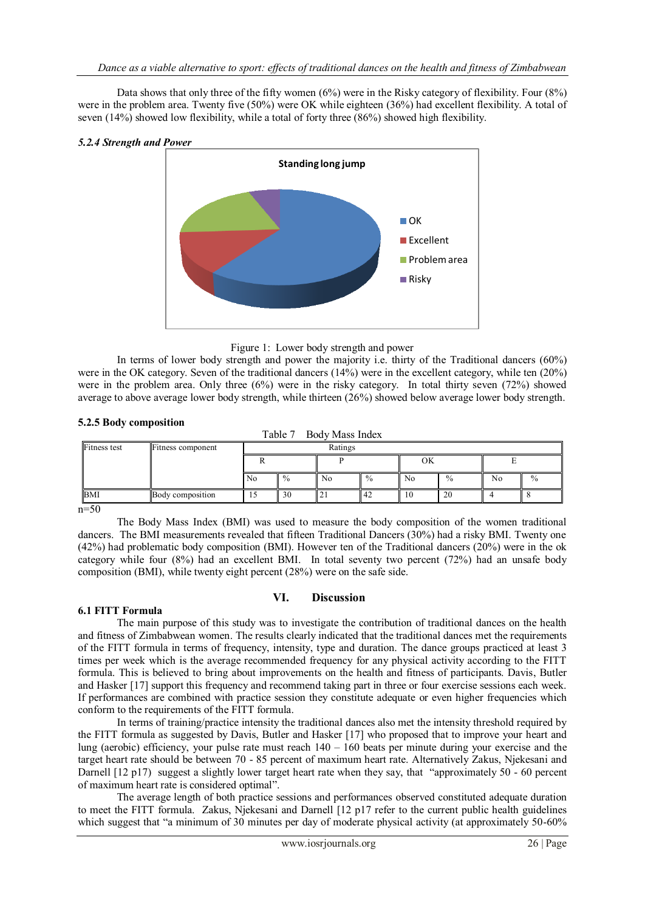Data shows that only three of the fifty women (6%) were in the Risky category of flexibility. Four (8%) were in the problem area. Twenty five (50%) were OK while eighteen (36%) had excellent flexibility. A total of seven (14%) showed low flexibility, while a total of forty three (86%) showed high flexibility.

### *5.2.4 Strength and Power*

Figure 1: Lower body strength and power

In terms of lower body strength and power the majority i.e. thirty of the Traditional dancers (60%) were in the OK category. Seven of the traditional dancers (14%) were in the excellent category, while ten (20%) were in the problem area. Only three (6%) were in the risky category. In total thirty seven (72%) showed average to above average lower body strength, while thirteen (26%) showed below average lower body strength.

### 5.2.5 Body composition

Table 7 Body Mass Index

| Fitness test | Fitness component | Ratings | | | | | | | |
|---|---|---|---|---|---|---|---|---|---|
| | | R | | P | | OK | | E | |
| | | No | % | No | % | No | % | No | % |
| BMI | Body composition | 15 | 30 | 21 | 42 | 10 | 20 | 4 | 8 |

n=50

The Body Mass Index (BMI) was used to measure the body composition of the women traditional dancers. The BMI measurements revealed that fifteen Traditional Dancers (30%) had a risky BMI. Twenty one (42%) had problematic body composition (BMI). However ten of the Traditional dancers (20%) were in the ok category while four (8%) had an excellent BMI. In total seventy two percent (72%) had an unsafe body composition (BMI), while twenty eight percent (28%) were on the safe side.

## VI. Discussion

### 6.1 FITT Formula

The main purpose of this study was to investigate the contribution of traditional dances on the health and fitness of Zimbabwean women. The results clearly indicated that the traditional dances met the requirements of the FITT formula in terms of frequency, intensity, type and duration. The dance groups practiced at least 3 times per week which is the average recommended frequency for any physical activity according to the FITT formula. This is believed to bring about improvements on the health and fitness of participants. Davis, Butler and Hasker [17] support this frequency and recommend taking part in three or four exercise sessions each week. If performances are combined with practice session they constitute adequate or even higher frequencies which conform to the requirements of the FITT formula.

In terms of training/practice intensity the traditional dances also met the intensity threshold required by the FITT formula as suggested by Davis, Butler and Hasker [17] who proposed that to improve your heart and lung (aerobic) efficiency, your pulse rate must reach 140 – 160 beats per minute during your exercise and the target heart rate should be between 70 - 85 percent of maximum heart rate. Alternatively Zakus, Njekesani and Darnell [12 p17] suggest a slightly lower target heart rate when they say, that "approximately 50 - 60 percent of maximum heart rate is considered optimal".

The average length of both practice sessions and performances observed constituted adequate duration to meet the FITT formula. Zakus, Njekesani and Darnell [12 p17 refer to the current public health guidelines which suggest that "a minimum of 30 minutes per day of moderate physical activity (at approximately 50-60%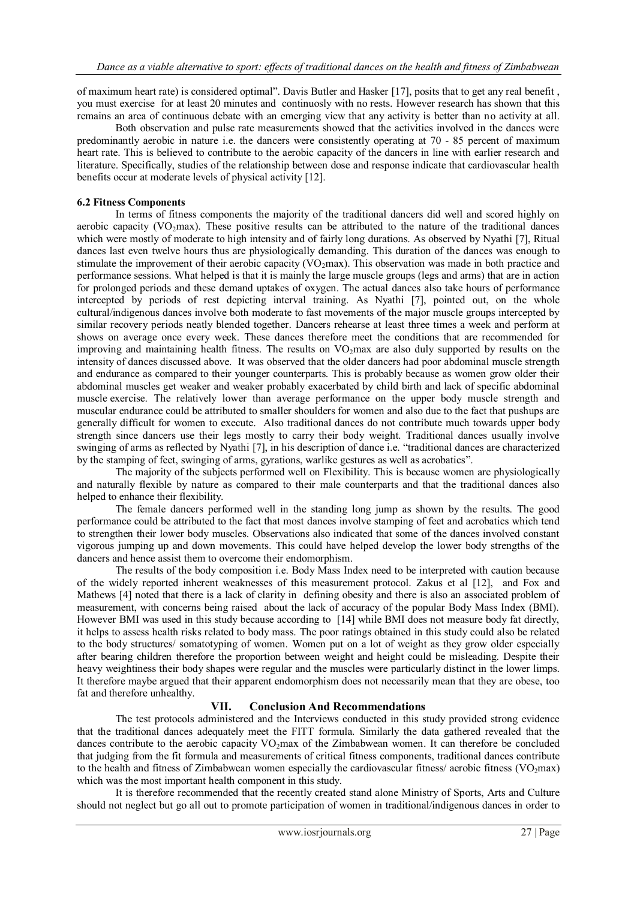of maximum heart rate) is considered optimal". Davis Butler and Hasker [17], posits that to get any real benefit , you must exercise for at least 20 minutes and continuosly with no rests. However research has shown that this remains an area of continuous debate with an emerging view that any activity is better than no activity at all.

Both observation and pulse rate measurements showed that the activities involved in the dances were predominantly aerobic in nature i.e. the dancers were consistently operating at 70 - 85 percent of maximum heart rate. This is believed to contribute to the aerobic capacity of the dancers in line with earlier research and literature. Specifically, studies of the relationship between dose and response indicate that cardiovascular health benefits occur at moderate levels of physical activity [12].

**6.2 Fitness Components**

In terms of fitness components the majority of the traditional dancers did well and scored highly on aerobic capacity ($VO_2$max). These positive results can be attributed to the nature of the traditional dances which were mostly of moderate to high intensity and of fairly long durations. As observed by Nyathi [7], Ritual dances last even twelve hours thus are physiologically demanding. This duration of the dances was enough to stimulate the improvement of their aerobic capacity ($VO_2$max). This observation was made in both practice and performance sessions. What helped is that it is mainly the large muscle groups (legs and arms) that are in action for prolonged periods and these demand uptakes of oxygen. The actual dances also take hours of performance intercepted by periods of rest depicting interval training. As Nyathi [7], pointed out, on the whole cultural/indigenous dances involve both moderate to fast movements of the major muscle groups intercepted by similar recovery periods neatly blended together. Dancers rehearse at least three times a week and perform at shows on average once every week. These dances therefore meet the conditions that are recommended for improving and maintaining health fitness. The results on $VO_2$max are also duly supported by results on the intensity of dances discussed above. It was observed that the older dancers had poor abdominal muscle strength and endurance as compared to their younger counterparts. This is probably because as women grow older their abdominal muscles get weaker and weaker probably exacerbated by child birth and lack of specific abdominal muscle exercise. The relatively lower than average performance on the upper body muscle strength and muscular endurance could be attributed to smaller shoulders for women and also due to the fact that pushups are generally difficult for women to execute. Also traditional dances do not contribute much towards upper body strength since dancers use their legs mostly to carry their body weight. Traditional dances usually involve swinging of arms as reflected by Nyathi [7], in his description of dance i.e. "traditional dances are characterized by the stamping of feet, swinging of arms, gyrations, warlike gestures as well as acrobatics".

The majority of the subjects performed well on Flexibility. This is because women are physiologically and naturally flexible by nature as compared to their male counterparts and that the traditional dances also helped to enhance their flexibility.

The female dancers performed well in the standing long jump as shown by the results. The good performance could be attributed to the fact that most dances involve stamping of feet and acrobatics which tend to strengthen their lower body muscles. Observations also indicated that some of the dances involved constant vigorous jumping up and down movements. This could have helped develop the lower body strengths of the dancers and hence assist them to overcome their endomorphism.

The results of the body composition i.e. Body Mass Index need to be interpreted with caution because of the widely reported inherent weaknesses of this measurement protocol. Zakus et al [12], and Fox and Mathews [4] noted that there is a lack of clarity in defining obesity and there is also an associated problem of measurement, with concerns being raised about the lack of accuracy of the popular Body Mass Index (BMI). However BMI was used in this study because according to [14] while BMI does not measure body fat directly, it helps to assess health risks related to body mass. The poor ratings obtained in this study could also be related to the body structures/ somatotyping of women. Women put on a lot of weight as they grow older especially after bearing children therefore the proportion between weight and height could be misleading. Despite their heavy weightiness their body shapes were regular and the muscles were particularly distinct in the lower limps. It therefore maybe argued that their apparent endomorphism does not necessarily mean that they are obese, too fat and therefore unhealthy.

## VII. Conclusion And Recommendations

The test protocols administered and the Interviews conducted in this study provided strong evidence that the traditional dances adequately meet the FITT formula. Similarly the data gathered revealed that the dances contribute to the aerobic capacity $VO_2$max of the Zimbabwean women. It can therefore be concluded that judging from the fit formula and measurements of critical fitness components, traditional dances contribute to the health and fitness of Zimbabwean women especially the cardiovascular fitness/ aerobic fitness ($VO_2$max) which was the most important health component in this study.

It is therefore recommended that the recently created stand alone Ministry of Sports, Arts and Culture should not neglect but go all out to promote participation of women in traditional/indigenous dances in order to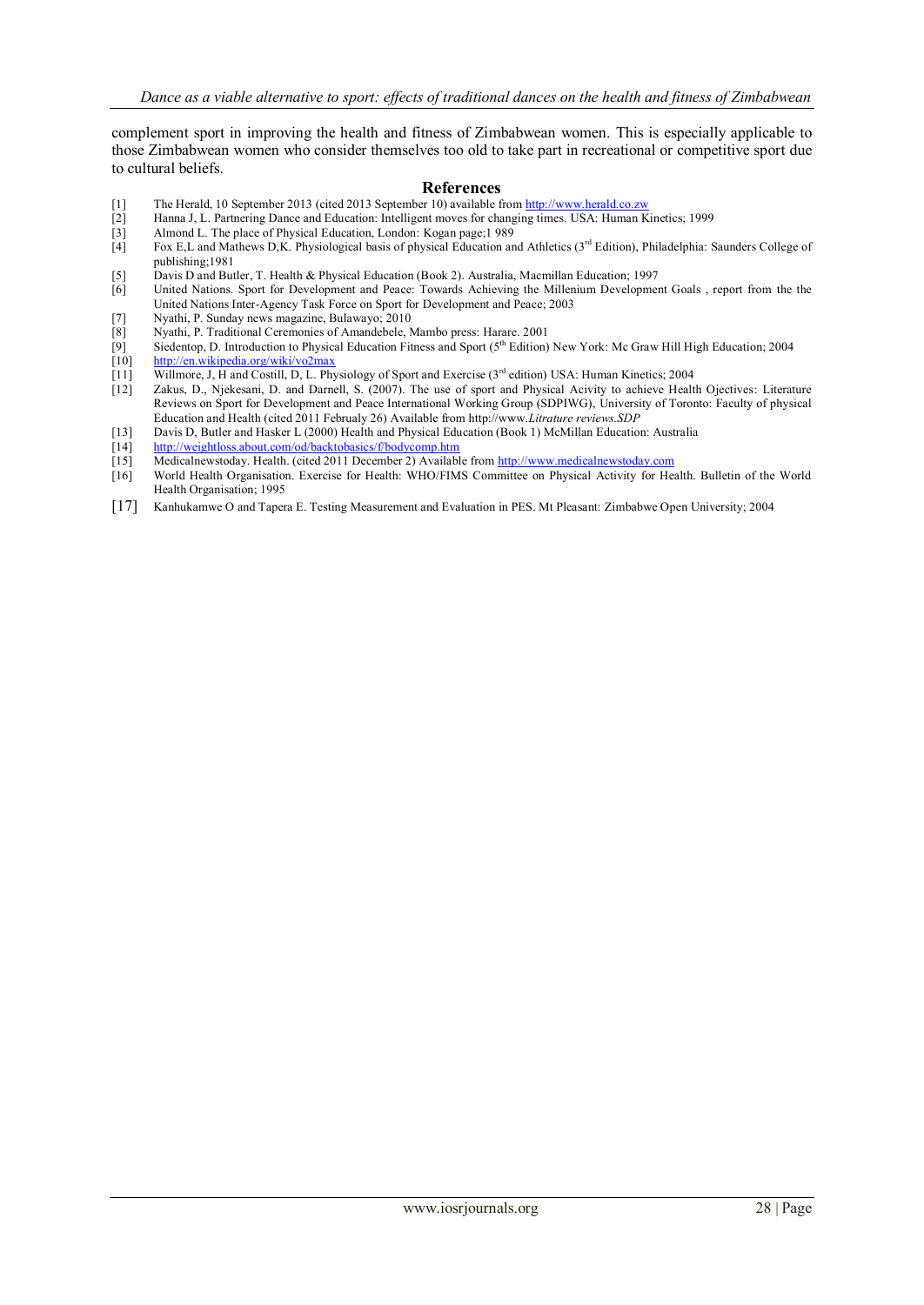complement sport in improving the health and fitness of Zimbabwean women. This is especially applicable to those Zimbabwean women who consider themselves too old to take part in recreational or competitive sport due to cultural beliefs.

## References

[1] The Herald, 10 September 2013 (cited 2013 September 10) available from http://www.herald.co.zw

[2] Hanna J, L. Partnering Dance and Education: Intelligent moves for changing times. USA: Human Kinetics; 1999

[3] Almond L. The place of Physical Education, London: Kogan page;1 989

[4] Fox E,L and Mathews D,K. Physiological basis of physical Education and Athletics (3rd Edition), Philadelphia: Saunders College of publishing;1981

[5] Davis D and Butler, T. Health & Physical Education (Book 2). Australia, Macmillan Education; 1997

[6] United Nations. Sport for Development and Peace: Towards Achieving the Millenium Development Goals , report from the the United Nations Inter-Agency Task Force on Sport for Development and Peace; 2003

[7] Nyathi, P. Sunday news magazine, Bulawayo; 2010

[8] Nyathi, P. Traditional Ceremonies of Amandebele, Mambo press: Harare. 2001

[9] Siedentop, D. Introduction to Physical Education Fitness and Sport (5th Edition) New York: Mc Graw Hill High Education; 2004

[10] http://en.wikipedia.org/wiki/vo2max

[11] Willmore, J, H and Costill, D, L. Physiology of Sport and Exercise (3rd edition) USA: Human Kinetics; 2004

[12] Zakus, D., Njekesani, D. and Darnell, S. (2007). The use of sport and Physical Acivity to achieve Health Ojectives: Literature Reviews on Sport for Development and Peace International Working Group (SDPIWG), University of Toronto: Faculty of physical Education and Health (cited 2011 Februaly 26) Available from http://www.*Litrature reviews.SDP*

[13] Davis D, Butler and Hasker L (2000) Health and Physical Education (Book 1) McMillan Education: Australia

[14] http://weightloss.about.com/od/backtobasics/f/bodycomp.htm

[15] Medicalnewstoday. Health. (cited 2011 December 2) Available from http://www.medicalnewstoday.com

[16] World Health Organisation. Exercise for Health: WHO/FIMS Committee on Physical Activity for Health. Bulletin of the World Health Organisation; 1995

[17] Kanhukamwe O and Tapera E. Testing Measurement and Evaluation in PES. Mt Pleasant: Zimbabwe Open University; 2004